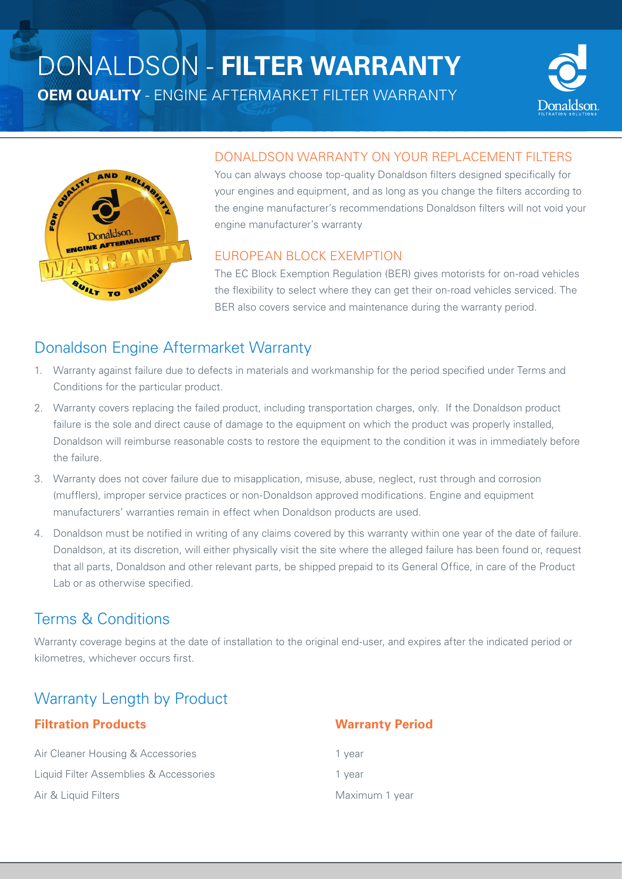# DONALDSON - **FILTER WARRANTY**

**OEM QUALITY** - ENGINE AFTERMARKET FILTER WARRANTY

### DONALDSON WARRANTY ON YOUR REPLACEMENT FILTERS

You can always choose top-quality Donaldson filters designed specifically for your engines and equipment, and as long as you change the filters according to the engine manufacturer's recommendations Donaldson filters will not void your engine manufacturer's warranty

### EUROPEAN BLOCK EXEMPTION

The EC Block Exemption Regulation (BER) gives motorists for on-road vehicles the flexibility to select where they can get their on-road vehicles serviced. The BER also covers service and maintenance during the warranty period.

## Donaldson Engine Aftermarket Warranty

1. Warranty against failure due to defects in materials and workmanship for the period specified under Terms and Conditions for the particular product.
2. Warranty covers replacing the failed product, including transportation charges, only. If the Donaldson product failure is the sole and direct cause of damage to the equipment on which the product was properly installed, Donaldson will reimburse reasonable costs to restore the equipment to the condition it was in immediately before the failure.
3. Warranty does not cover failure due to misapplication, misuse, abuse, neglect, rust through and corrosion (mufflers), improper service practices or non-Donaldson approved modifications. Engine and equipment manufacturers' warranties remain in effect when Donaldson products are used.
4. Donaldson must be notified in writing of any claims covered by this warranty within one year of the date of failure. Donaldson, at its discretion, will either physically visit the site where the alleged failure has been found or, request that all parts, Donaldson and other relevant parts, be shipped prepaid to its General Office, in care of the Product Lab or as otherwise specified.

## Terms & Conditions

Warranty coverage begins at the date of installation to the original end-user, and expires after the indicated period or kilometres, whichever occurs first.

## Warranty Length by Product

| **Filtration Products** | **Warranty Period** |
| --- | --- |
| Air Cleaner Housing & Accessories | 1 year |
| Liquid Filter Assemblies & Accessories | 1 year |
| Air & Liquid Filters | Maximum 1 year |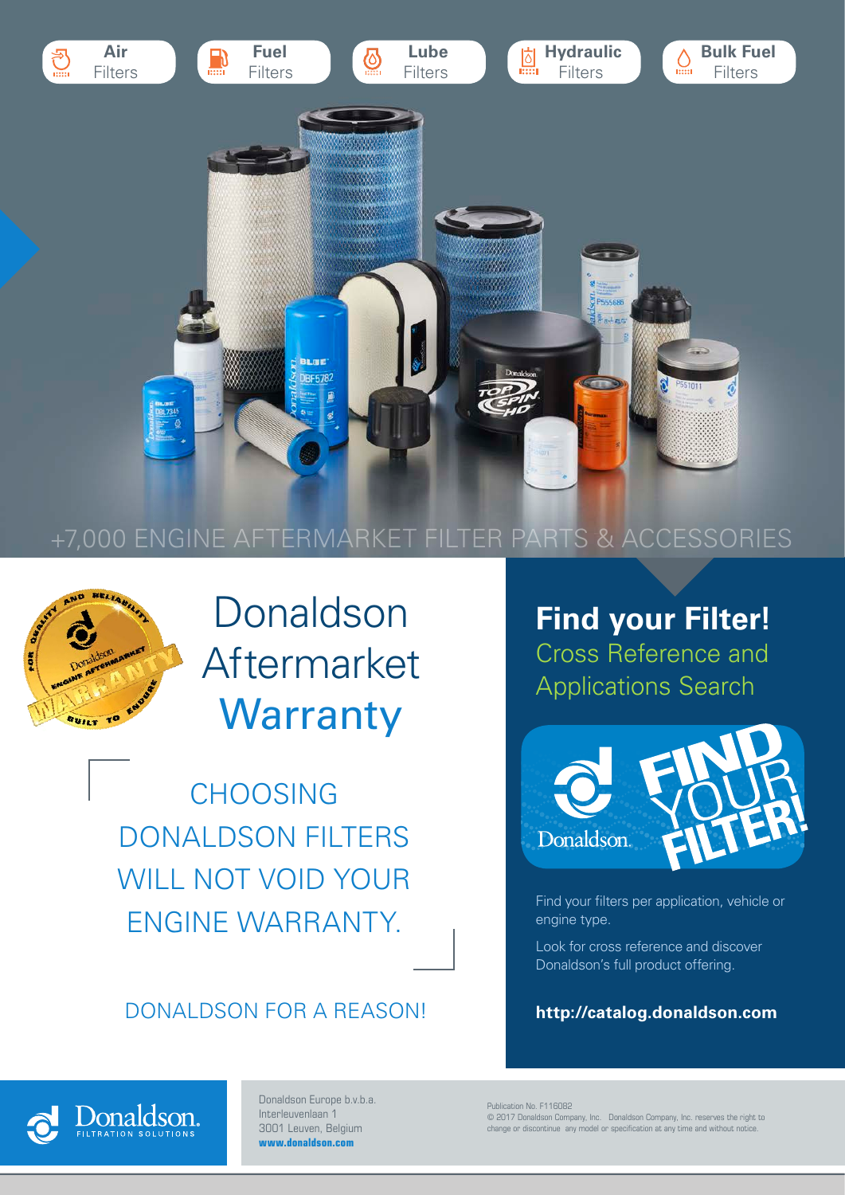Air Filters | Fuel Filters | Lube Filters | Hydraulic Filters | Bulk Fuel Filters

+7,000 ENGINE AFTERMARKET FILTER PARTS & ACCESSORIES

# Donaldson Aftermarket Warranty

CHOOSING DONALDSON FILTERS WILL NOT VOID YOUR ENGINE WARRANTY.

DONALDSON FOR A REASON!

## Find your Filter!

Cross Reference and Applications Search

Find your filters per application, vehicle or engine type.

Look for cross reference and discover Donaldson's full product offering.

**http://catalog.donaldson.com**

Donaldson Europe b.v.b.a.
Interleuvenlaan 1
3001 Leuven, Belgium
**www.donaldson.com**

Publication No. F116082
© 2017 Donaldson Company, Inc. Donaldson Company, Inc. reserves the right to change or discontinue any model or specification at any time and without notice.